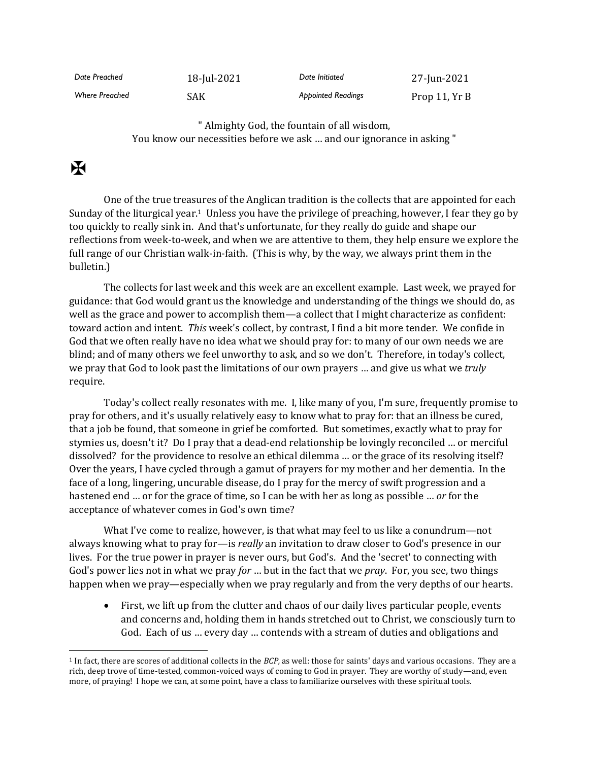| Date Preached | 18-Jul-2021 | Date Initiated | 27-Jun-2021 |
|---|---|---|---|
| Where Preached | SAK | Appointed Readings | Prop 11, Yr B |

" Almighty God, the fountain of all wisdom,
You know our necessities before we ask … and our ignorance in asking "

✠

One of the true treasures of the Anglican tradition is the collects that are appointed for each Sunday of the liturgical year.[1] Unless you have the privilege of preaching, however, I fear they go by too quickly to really sink in. And that's unfortunate, for they really do guide and shape our reflections from week-to-week, and when we are attentive to them, they help ensure we explore the full range of our Christian walk-in-faith. (This is why, by the way, we always print them in the bulletin.)

The collects for last week and this week are an excellent example. Last week, we prayed for guidance: that God would grant us the knowledge and understanding of the things we should do, as well as the grace and power to accomplish them—a collect that I might characterize as confident: toward action and intent. *This* week's collect, by contrast, I find a bit more tender. We confide in God that we often really have no idea what we should pray for: to many of our own needs we are blind; and of many others we feel unworthy to ask, and so we don't. Therefore, in today's collect, we pray that God to look past the limitations of our own prayers … and give us what we *truly* require.

Today's collect really resonates with me. I, like many of you, I'm sure, frequently promise to pray for others, and it's usually relatively easy to know what to pray for: that an illness be cured, that a job be found, that someone in grief be comforted. But sometimes, exactly what to pray for stymies us, doesn't it? Do I pray that a dead-end relationship be lovingly reconciled … or merciful dissolved? for the providence to resolve an ethical dilemma … or the grace of its resolving itself? Over the years, I have cycled through a gamut of prayers for my mother and her dementia. In the face of a long, lingering, uncurable disease, do I pray for the mercy of swift progression and a hastened end … or for the grace of time, so I can be with her as long as possible … *or* for the acceptance of whatever comes in God's own time?

What I've come to realize, however, is that what may feel to us like a conundrum—not always knowing what to pray for—is *really* an invitation to draw closer to God's presence in our lives. For the true power in prayer is never ours, but God's. And the 'secret' to connecting with God's power lies not in what we pray *for* … but in the fact that we *pray*. For, you see, two things happen when we pray—especially when we pray regularly and from the very depths of our hearts.

- First, we lift up from the clutter and chaos of our daily lives particular people, events and concerns and, holding them in hands stretched out to Christ, we consciously turn to God. Each of us … every day … contends with a stream of duties and obligations and

---

[1] In fact, there are scores of additional collects in the *BCP,* as well: those for saints' days and various occasions. They are a rich, deep trove of time-tested, common-voiced ways of coming to God in prayer. They are worthy of study—and, even more, of praying! I hope we can, at some point, have a class to familiarize ourselves with these spiritual tools.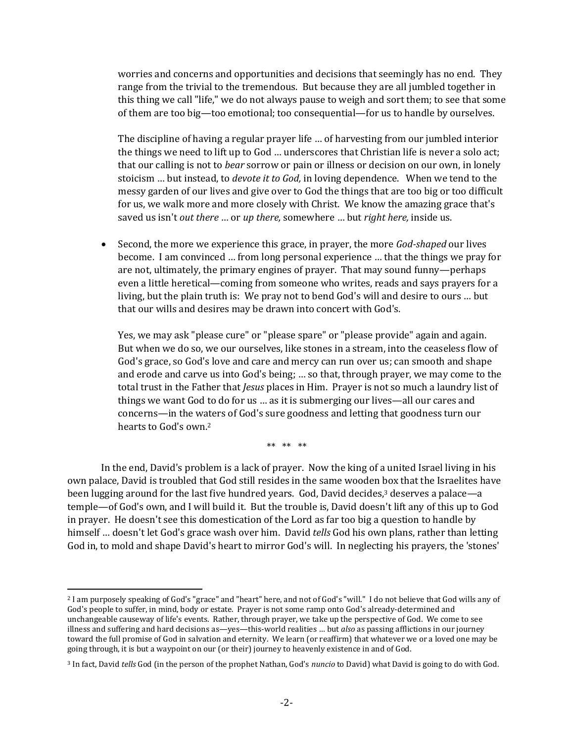worries and concerns and opportunities and decisions that seemingly has no end. They range from the trivial to the tremendous. But because they are all jumbled together in this thing we call "life," we do not always pause to weigh and sort them; to see that some of them are too big—too emotional; too consequential—for us to handle by ourselves.

The discipline of having a regular prayer life … of harvesting from our jumbled interior the things we need to lift up to God … underscores that Christian life is never a solo act; that our calling is not to *bear* sorrow or pain or illness or decision on our own, in lonely stoicism … but instead, to *devote it to God,* in loving dependence. When we tend to the messy garden of our lives and give over to God the things that are too big or too difficult for us, we walk more and more closely with Christ. We know the amazing grace that's saved us isn't *out there* … or *up there,* somewhere … but *right here,* inside us.

- Second, the more we experience this grace, in prayer, the more *God-shaped* our lives become. I am convinced … from long personal experience … that the things we pray for are not, ultimately, the primary engines of prayer. That may sound funny—perhaps even a little heretical—coming from someone who writes, reads and says prayers for a living, but the plain truth is: We pray not to bend God's will and desire to ours … but that our wills and desires may be drawn into concert with God's.

  Yes, we may ask "please cure" or "please spare" or "please provide" again and again. But when we do so, we our ourselves, like stones in a stream, into the ceaseless flow of God's grace, so God's love and care and mercy can run over us; can smooth and shape and erode and carve us into God's being; … so that, through prayer, we may come to the total trust in the Father that *Jesus* places in Him. Prayer is not so much a laundry list of things we want God to do for us … as it is submerging our lives—all our cares and concerns—in the waters of God's sure goodness and letting that goodness turn our hearts to God's own.[2]

** ** **

In the end, David's problem is a lack of prayer. Now the king of a united Israel living in his own palace, David is troubled that God still resides in the same wooden box that the Israelites have been lugging around for the last five hundred years. God, David decides,[3] deserves a palace—a temple—of God's own, and I will build it. But the trouble is, David doesn't lift any of this up to God in prayer. He doesn't see this domestication of the Lord as far too big a question to handle by himself … doesn't let God's grace wash over him. David *tells* God his own plans, rather than letting God in, to mold and shape David's heart to mirror God's will. In neglecting his prayers, the 'stones'

---

[2] I am purposely speaking of God's "grace" and "heart" here, and not of God's "will." I do not believe that God wills any of God's people to suffer, in mind, body or estate. Prayer is not some ramp onto God's already-determined and unchangeable causeway of life's events. Rather, through prayer, we take up the perspective of God. We come to see illness and suffering and hard decisions as—yes—this-world realities … but *also* as passing afflictions in our journey toward the full promise of God in salvation and eternity. We learn (or reaffirm) that whatever we or a loved one may be going through, it is but a waypoint on our (or their) journey to heavenly existence in and of God.

[3] In fact, David *tells* God (in the person of the prophet Nathan, God's *nuncio* to David) what David is going to do with God.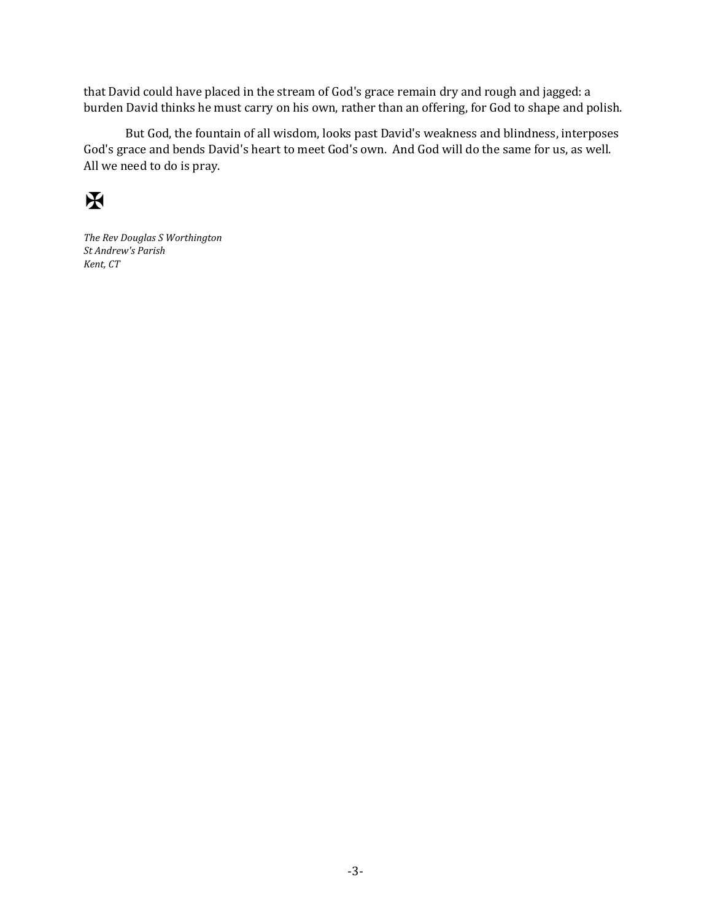that David could have placed in the stream of God's grace remain dry and rough and jagged: a burden David thinks he must carry on his own, rather than an offering, for God to shape and polish.

But God, the fountain of all wisdom, looks past David's weakness and blindness, interposes God's grace and bends David's heart to meet God's own. And God will do the same for us, as well. All we need to do is pray.

✠

*The Rev Douglas S Worthington*
*St Andrew's Parish*
*Kent, CT*